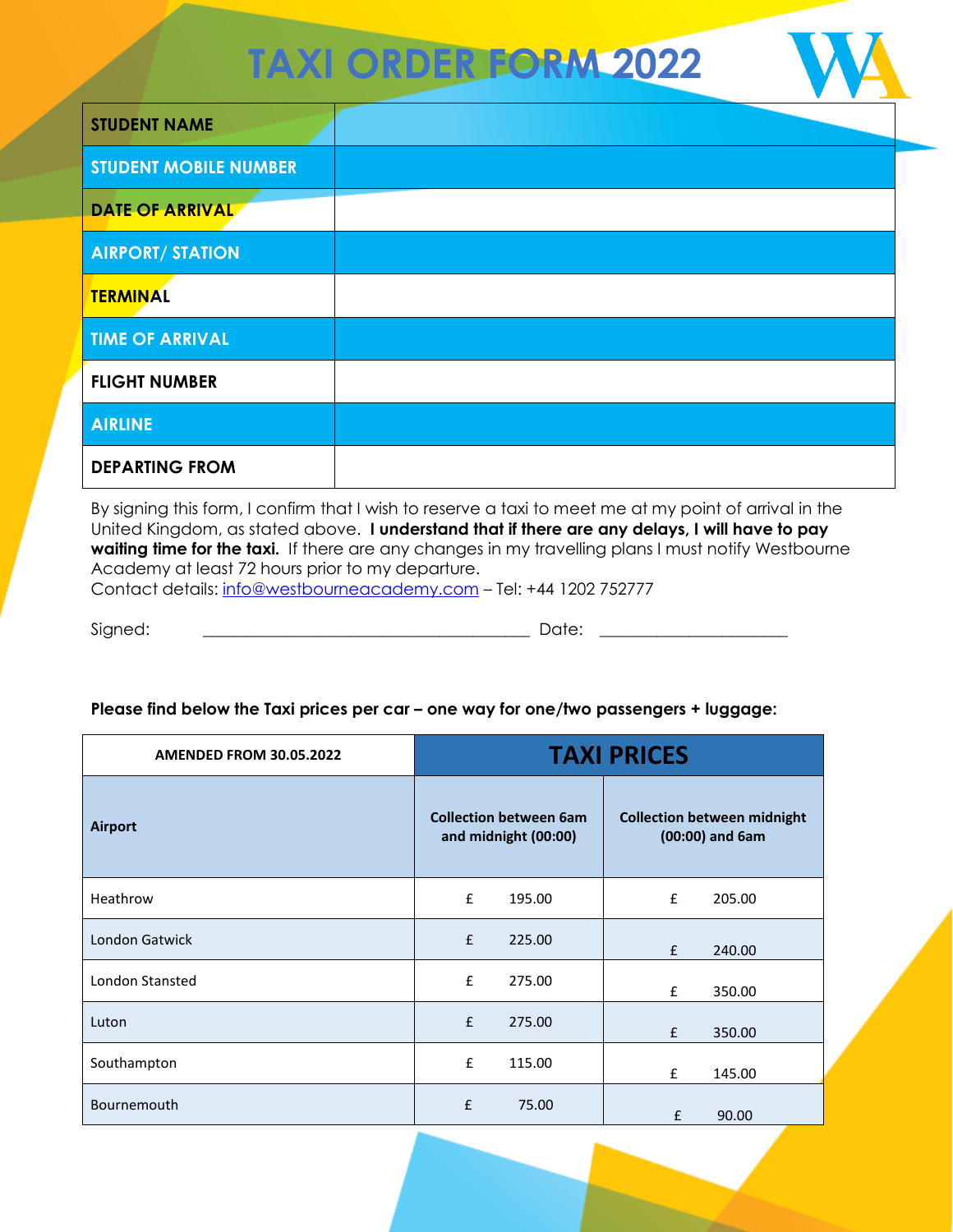# TAXI ORDER FORM 2022

| | |
|---|---|
| **STUDENT NAME** | |
| **STUDENT MOBILE NUMBER** | |
| **DATE OF ARRIVAL** | |
| **AIRPORT/ STATION** | |
| **TERMINAL** | |
| **TIME OF ARRIVAL** | |
| **FLIGHT NUMBER** | |
| **AIRLINE** | |
| **DEPARTING FROM** | |

By signing this form, I confirm that I wish to reserve a taxi to meet me at my point of arrival in the United Kingdom, as stated above. **I understand that if there are any delays, I will have to pay waiting time for the taxi.** If there are any changes in my travelling plans I must notify Westbourne Academy at least 72 hours prior to my departure.
Contact details: info@westbourneacademy.com – Tel: +44 1202 752777

Signed: ______________________________________ Date: _____________________

**Please find below the Taxi prices per car – one way for one/two passengers + luggage:**

| AMENDED FROM 30.05.2022 | TAXI PRICES | |
|---|---|---|
| **Airport** | **Collection between 6am and midnight (00:00)** | **Collection between midnight (00:00) and 6am** |
| Heathrow | £ 195.00 | £ 205.00 |
| London Gatwick | £ 225.00 | £ 240.00 |
| London Stansted | £ 275.00 | £ 350.00 |
| Luton | £ 275.00 | £ 350.00 |
| Southampton | £ 115.00 | £ 145.00 |
| Bournemouth | £ 75.00 | £ 90.00 |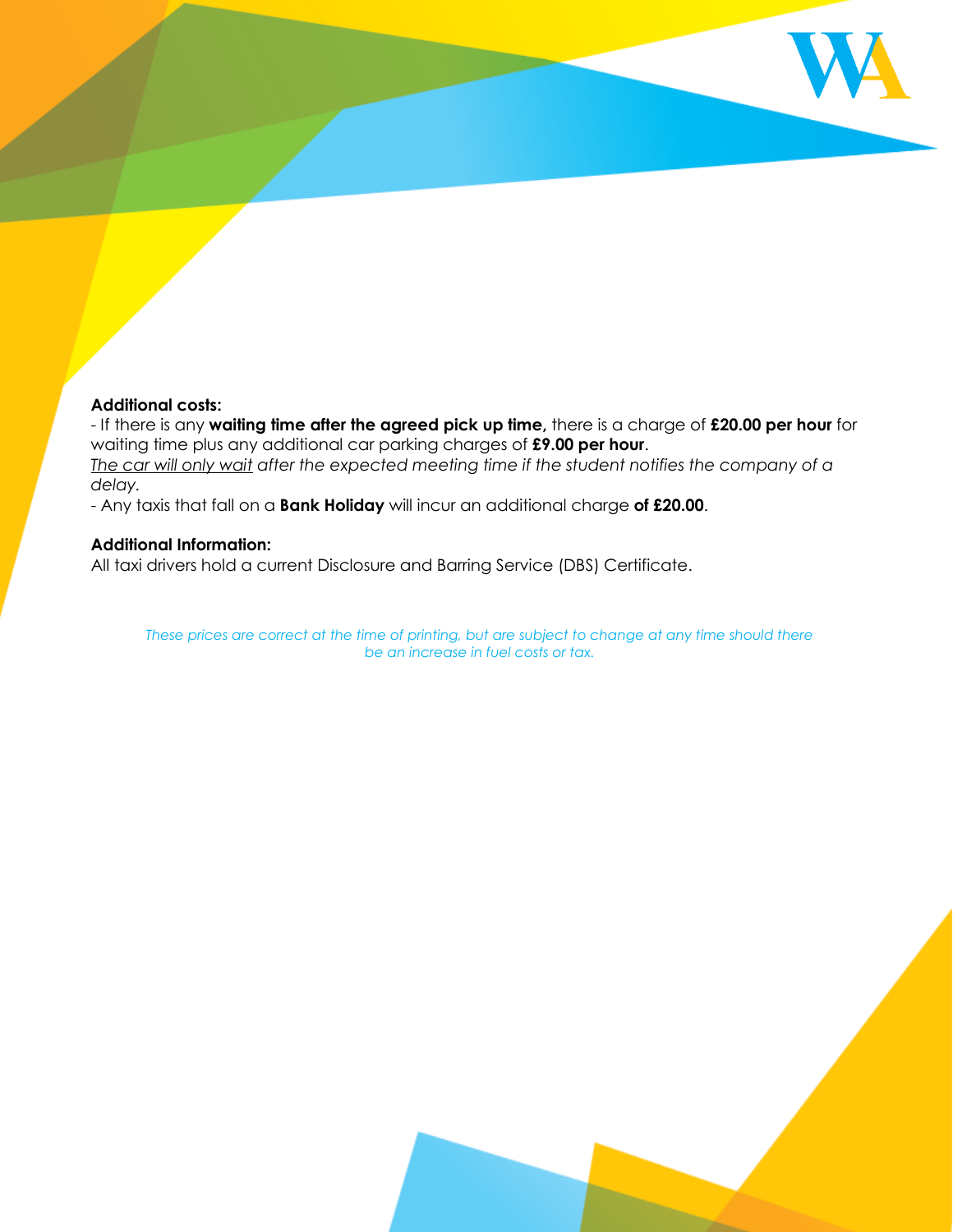**Additional costs:**

- If there is any **waiting time after the agreed pick up time,** there is a charge of **£20.00 per hour** for waiting time plus any additional car parking charges of **£9.00 per hour**.

*The car will only wait after the expected meeting time if the student notifies the company of a delay.*

- Any taxis that fall on a **Bank Holiday** will incur an additional charge **of £20.00**.

**Additional Information:**

All taxi drivers hold a current Disclosure and Barring Service (DBS) Certificate.

*These prices are correct at the time of printing, but are subject to change at any time should there be an increase in fuel costs or tax.*